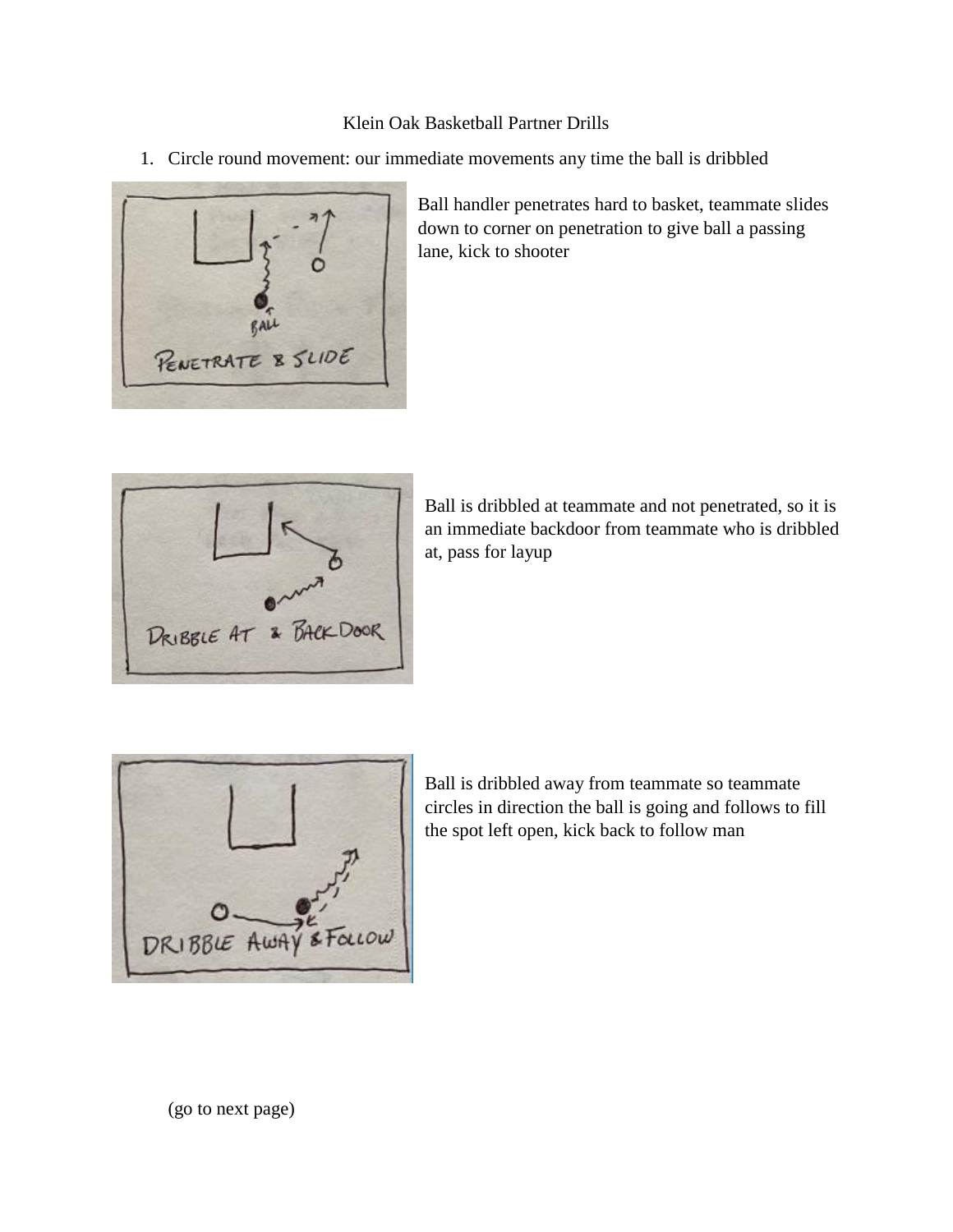Klein Oak Basketball Partner Drills

1. Circle round movement: our immediate movements any time the ball is dribbled

Ball handler penetrates hard to basket, teammate slides down to corner on penetration to give ball a passing lane, kick to shooter

Ball is dribbled at teammate and not penetrated, so it is an immediate backdoor from teammate who is dribbled at, pass for layup

Ball is dribbled away from teammate so teammate circles in direction the ball is going and follows to fill the spot left open, kick back to follow man

(go to next page)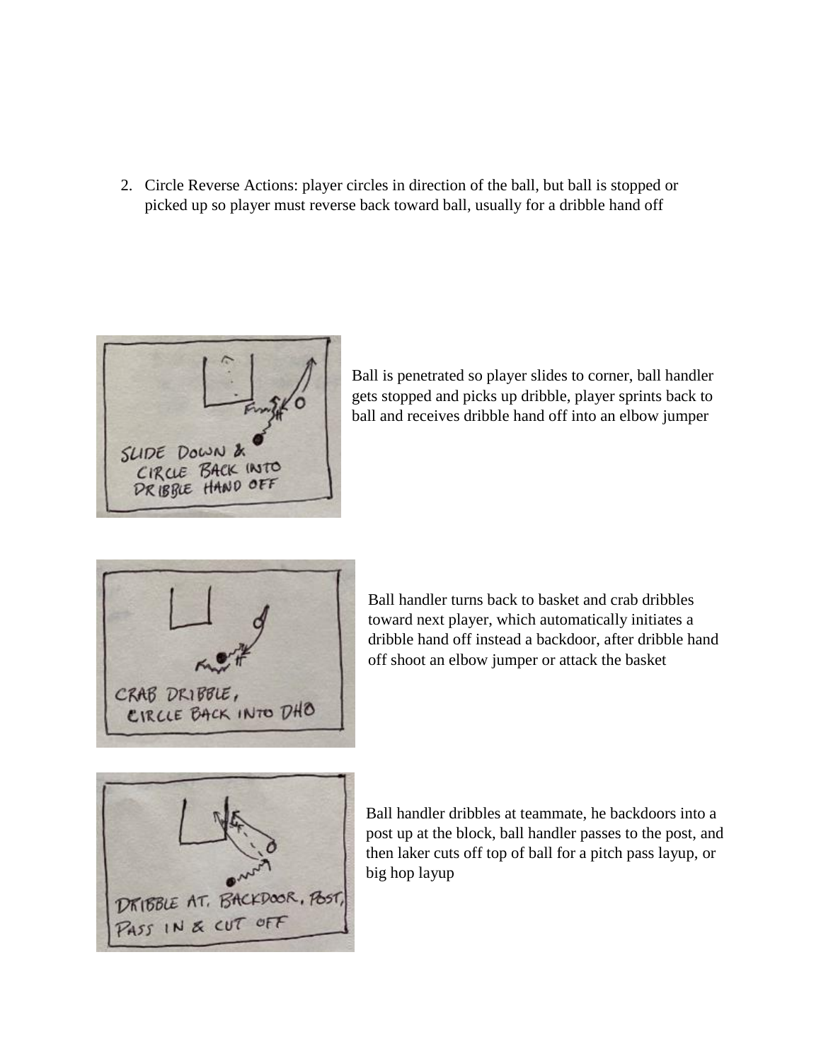2. Circle Reverse Actions: player circles in direction of the ball, but ball is stopped or picked up so player must reverse back toward ball, usually for a dribble hand off

SLIDE DOWN & CIRCLE BACK INTO DRIBBLE HAND OFF

Ball is penetrated so player slides to corner, ball handler gets stopped and picks up dribble, player sprints back to ball and receives dribble hand off into an elbow jumper

CRAB DRIBBLE, CIRCLE BACK INTO DHO

Ball handler turns back to basket and crab dribbles toward next player, which automatically initiates a dribble hand off instead a backdoor, after dribble hand off shoot an elbow jumper or attack the basket

DRIBBLE AT, BACKDOOR, POST, PASS IN & CUT OFF

Ball handler dribbles at teammate, he backdoors into a post up at the block, ball handler passes to the post, and then laker cuts off top of ball for a pitch pass layup, or big hop layup